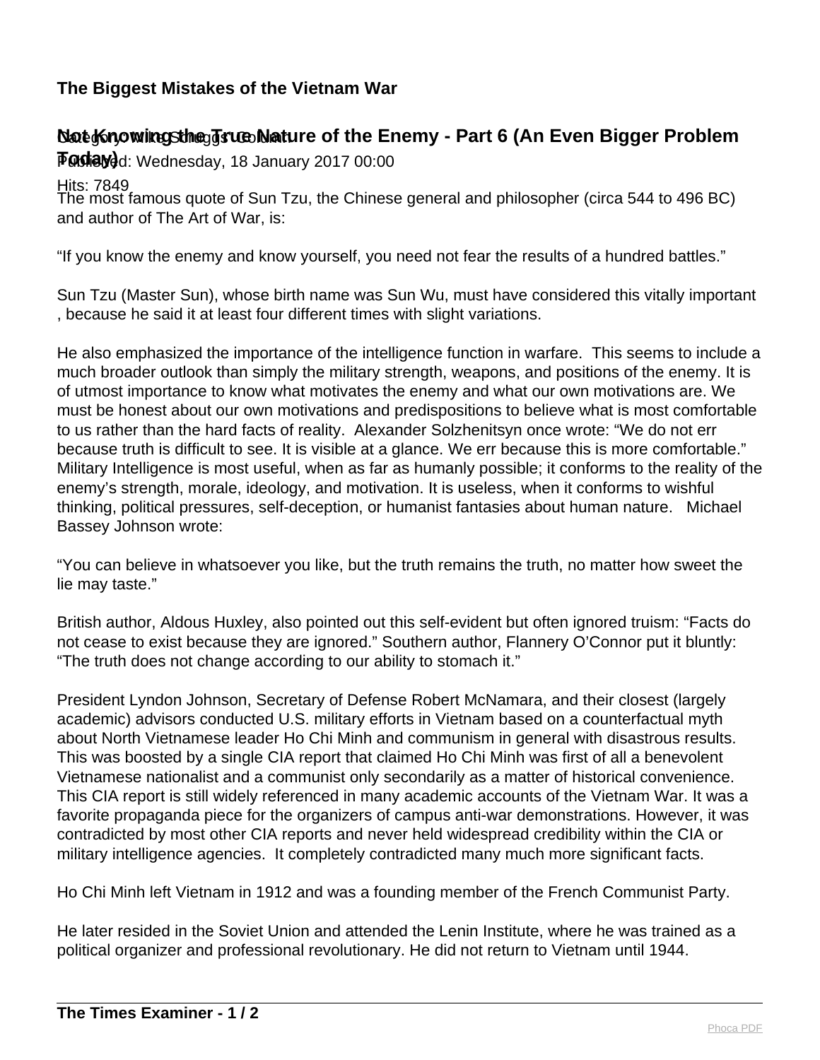# The Biggest Mistakes of the Vietnam War

## Not Knowing the True Nature of the Enemy - Part 6 (An Even Bigger Problem Today)

Category: Mike Scruggs' Column

Published: Wednesday, 18 January 2017 00:00

Hits: 7849

The most famous quote of Sun Tzu, the Chinese general and philosopher (circa 544 to 496 BC) and author of The Art of War, is:

"If you know the enemy and know yourself, you need not fear the results of a hundred battles."

Sun Tzu (Master Sun), whose birth name was Sun Wu, must have considered this vitally important, because he said it at least four different times with slight variations.

He also emphasized the importance of the intelligence function in warfare. This seems to include a much broader outlook than simply the military strength, weapons, and positions of the enemy. It is of utmost importance to know what motivates the enemy and what our own motivations are. We must be honest about our own motivations and predispositions to believe what is most comfortable to us rather than the hard facts of reality. Alexander Solzhenitsyn once wrote: "We do not err because truth is difficult to see. It is visible at a glance. We err because this is more comfortable." Military Intelligence is most useful, when as far as humanly possible; it conforms to the reality of the enemy's strength, morale, ideology, and motivation. It is useless, when it conforms to wishful thinking, political pressures, self-deception, or humanist fantasies about human nature. Michael Bassey Johnson wrote:

"You can believe in whatsoever you like, but the truth remains the truth, no matter how sweet the lie may taste."

British author, Aldous Huxley, also pointed out this self-evident but often ignored truism: "Facts do not cease to exist because they are ignored." Southern author, Flannery O'Connor put it bluntly: "The truth does not change according to our ability to stomach it."

President Lyndon Johnson, Secretary of Defense Robert McNamara, and their closest (largely academic) advisors conducted U.S. military efforts in Vietnam based on a counterfactual myth about North Vietnamese leader Ho Chi Minh and communism in general with disastrous results. This was boosted by a single CIA report that claimed Ho Chi Minh was first of all a benevolent Vietnamese nationalist and a communist only secondarily as a matter of historical convenience. This CIA report is still widely referenced in many academic accounts of the Vietnam War. It was a favorite propaganda piece for the organizers of campus anti-war demonstrations. However, it was contradicted by most other CIA reports and never held widespread credibility within the CIA or military intelligence agencies. It completely contradicted many much more significant facts.

Ho Chi Minh left Vietnam in 1912 and was a founding member of the French Communist Party.

He later resided in the Soviet Union and attended the Lenin Institute, where he was trained as a political organizer and professional revolutionary. He did not return to Vietnam until 1944.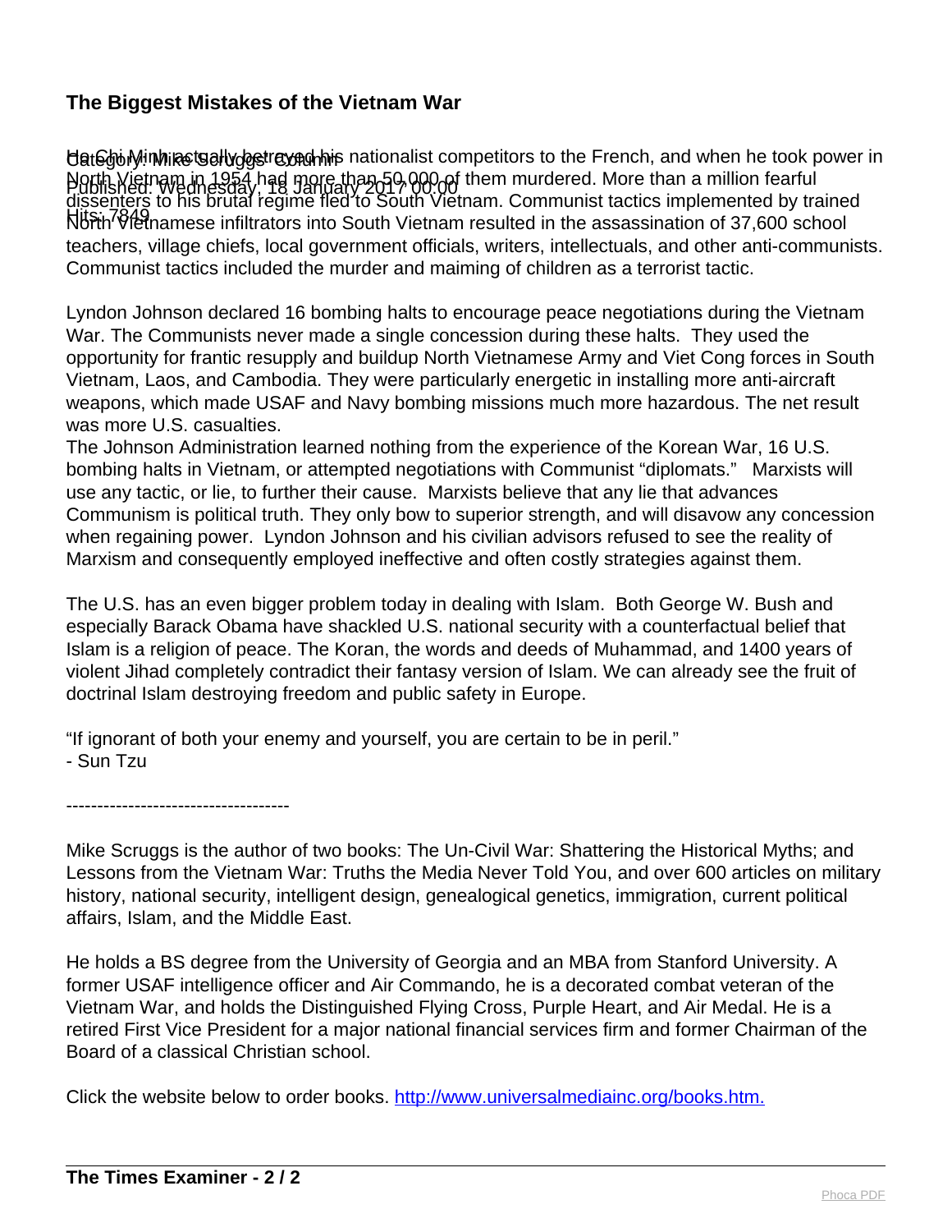# The Biggest Mistakes of the Vietnam War

Category: Mike Scruggs' Column
Published: Wednesday, 18 January 2017 00:00
Hits: 7849

Ho Chi Minh actually betrayed his nationalist competitors to the French, and when he took power in North Vietnam in 1954 had more than 50,000 of them murdered. More than a million fearful dissenters to his brutal regime fled to South Vietnam. Communist tactics implemented by trained North Vietnamese infiltrators into South Vietnam resulted in the assassination of 37,600 school teachers, village chiefs, local government officials, writers, intellectuals, and other anti-communists. Communist tactics included the murder and maiming of children as a terrorist tactic.

Lyndon Johnson declared 16 bombing halts to encourage peace negotiations during the Vietnam War. The Communists never made a single concession during these halts. They used the opportunity for frantic resupply and buildup North Vietnamese Army and Viet Cong forces in South Vietnam, Laos, and Cambodia. They were particularly energetic in installing more anti-aircraft weapons, which made USAF and Navy bombing missions much more hazardous. The net result was more U.S. casualties.

The Johnson Administration learned nothing from the experience of the Korean War, 16 U.S. bombing halts in Vietnam, or attempted negotiations with Communist "diplomats." Marxists will use any tactic, or lie, to further their cause. Marxists believe that any lie that advances Communism is political truth. They only bow to superior strength, and will disavow any concession when regaining power. Lyndon Johnson and his civilian advisors refused to see the reality of Marxism and consequently employed ineffective and often costly strategies against them.

The U.S. has an even bigger problem today in dealing with Islam. Both George W. Bush and especially Barack Obama have shackled U.S. national security with a counterfactual belief that Islam is a religion of peace. The Koran, the words and deeds of Muhammad, and 1400 years of violent Jihad completely contradict their fantasy version of Islam. We can already see the fruit of doctrinal Islam destroying freedom and public safety in Europe.

"If ignorant of both your enemy and yourself, you are certain to be in peril."
- Sun Tzu

------------------------------------

Mike Scruggs is the author of two books: The Un-Civil War: Shattering the Historical Myths; and Lessons from the Vietnam War: Truths the Media Never Told You, and over 600 articles on military history, national security, intelligent design, genealogical genetics, immigration, current political affairs, Islam, and the Middle East.

He holds a BS degree from the University of Georgia and an MBA from Stanford University. A former USAF intelligence officer and Air Commando, he is a decorated combat veteran of the Vietnam War, and holds the Distinguished Flying Cross, Purple Heart, and Air Medal. He is a retired First Vice President for a major national financial services firm and former Chairman of the Board of a classical Christian school.

Click the website below to order books. [http://www.universalmediainc.org/books.htm.](http://www.universalmediainc.org/books.htm)